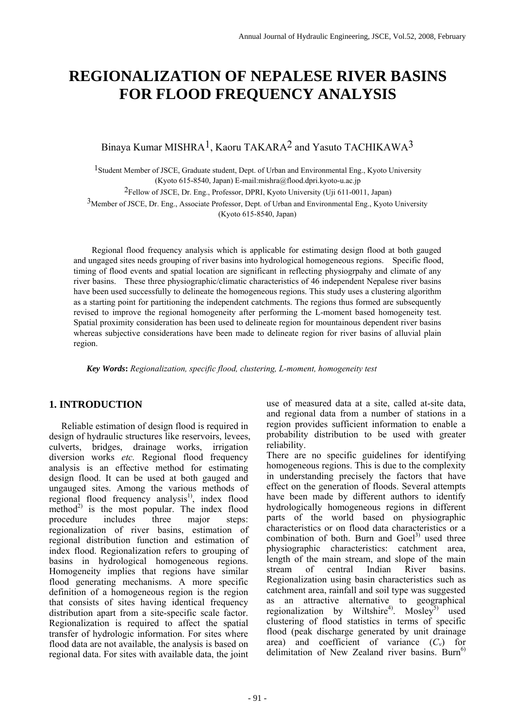# REGIONALIZATION OF NEPALESE RIVER BASINS FOR FLOOD FREQUENCY ANALYSIS

Binaya Kumar MISHRA[1], Kaoru TAKARA[2] and Yasuto TACHIKAWA[3]

[1]Student Member of JSCE, Graduate student, Dept. of Urban and Environmental Eng., Kyoto University (Kyoto 615-8540, Japan) E-mail:mishra@flood.dpri.kyoto-u.ac.jp

[2]Fellow of JSCE, Dr. Eng., Professor, DPRI, Kyoto University (Uji 611-0011, Japan)

[3]Member of JSCE, Dr. Eng., Associate Professor, Dept. of Urban and Environmental Eng., Kyoto University (Kyoto 615-8540, Japan)

Regional flood frequency analysis which is applicable for estimating design flood at both gauged and ungaged sites needs grouping of river basins into hydrological homogeneous regions. Specific flood, timing of flood events and spatial location are significant in reflecting physiogrpahy and climate of any river basins. These three physiographic/climatic characteristics of 46 independent Nepalese river basins have been used successfully to delineate the homogeneous regions. This study uses a clustering algorithm as a starting point for partitioning the independent catchments. The regions thus formed are subsequently revised to improve the regional homogeneity after performing the L-moment based homogeneity test. Spatial proximity consideration has been used to delineate region for mountainous dependent river basins whereas subjective considerations have been made to delineate region for river basins of alluvial plain region.

***Key Words**: Regionalization, specific flood, clustering, L-moment, homogeneity test*

## 1. INTRODUCTION

Reliable estimation of design flood is required in design of hydraulic structures like reservoirs, levees, culverts, bridges, drainage works, irrigation diversion works *etc.* Regional flood frequency analysis is an effective method for estimating design flood. It can be used at both gauged and ungauged sites. Among the various methods of regional flood frequency analysis[1], index flood method[2] is the most popular. The index flood procedure includes three major steps: regionalization of river basins, estimation of regional distribution function and estimation of index flood. Regionalization refers to grouping of basins in hydrological homogeneous regions. Homogeneity implies that regions have similar flood generating mechanisms. A more specific definition of a homogeneous region is the region that consists of sites having identical frequency distribution apart from a site-specific scale factor. Regionalization is required to affect the spatial transfer of hydrologic information. For sites where flood data are not available, the analysis is based on regional data. For sites with available data, the joint use of measured data at a site, called at-site data, and regional data from a number of stations in a region provides sufficient information to enable a probability distribution to be used with greater reliability.

There are no specific guidelines for identifying homogeneous regions. This is due to the complexity in understanding precisely the factors that have effect on the generation of floods. Several attempts have been made by different authors to identify hydrologically homogeneous regions in different parts of the world based on physiographic characteristics or on flood data characteristics or a combination of both. Burn and Goel[3] used three physiographic characteristics: catchment area, length of the main stream, and slope of the main stream of central Indian River basins. Regionalization using basin characteristics such as catchment area, rainfall and soil type was suggested as an attractive alternative to geographical regionalization by Wiltshire[4]. Mosley[5] used clustering of flood statistics in terms of specific flood (peak discharge generated by unit drainage area) and coefficient of variance ($C_v$) for delimitation of New Zealand river basins. Burn[6]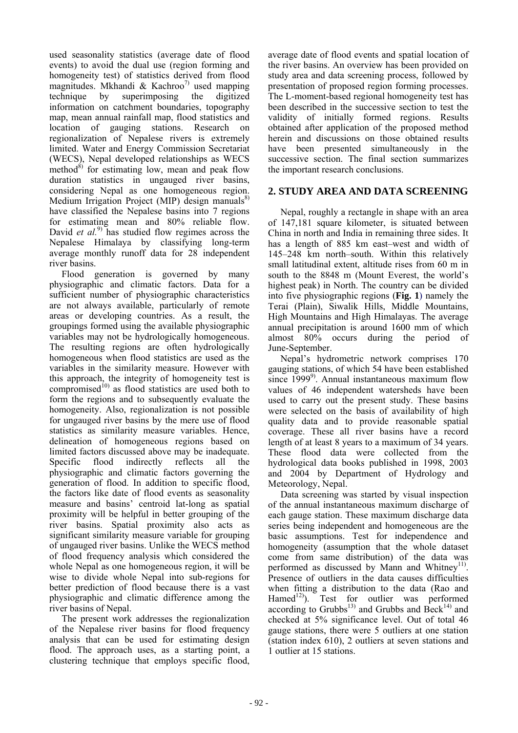used seasonality statistics (average date of flood events) to avoid the dual use (region forming and homogeneity test) of statistics derived from flood magnitudes. Mkhandi & Kachroo[7] used mapping technique by superimposing the digitized information on catchment boundaries, topography map, mean annual rainfall map, flood statistics and location of gauging stations. Research on regionalization of Nepalese rivers is extremely limited. Water and Energy Commission Secretariat (WECS), Nepal developed relationships as WECS method[8] for estimating low, mean and peak flow duration statistics in ungauged river basins, considering Nepal as one homogeneous region. Medium Irrigation Project (MIP) design manuals[8] have classified the Nepalese basins into 7 regions for estimating mean and 80% reliable flow. David *et al.*[9] has studied flow regimes across the Nepalese Himalaya by classifying long-term average monthly runoff data for 28 independent river basins.

Flood generation is governed by many physiographic and climatic factors. Data for a sufficient number of physiographic characteristics are not always available, particularly of remote areas or developing countries. As a result, the groupings formed using the available physiographic variables may not be hydrologically homogeneous. The resulting regions are often hydrologically homogeneous when flood statistics are used as the variables in the similarity measure. However with this approach, the integrity of homogeneity test is compromised[10] as flood statistics are used both to form the regions and to subsequently evaluate the homogeneity. Also, regionalization is not possible for ungauged river basins by the mere use of flood statistics as similarity measure variables. Hence, delineation of homogeneous regions based on limited factors discussed above may be inadequate. Specific flood indirectly reflects all the physiographic and climatic factors governing the generation of flood. In addition to specific flood, the factors like date of flood events as seasonality measure and basins' centroid lat-long as spatial proximity will be helpful in better grouping of the river basins. Spatial proximity also acts as significant similarity measure variable for grouping of ungauged river basins. Unlike the WECS method of flood frequency analysis which considered the whole Nepal as one homogeneous region, it will be wise to divide whole Nepal into sub-regions for better prediction of flood because there is a vast physiographic and climatic difference among the river basins of Nepal.

The present work addresses the regionalization of the Nepalese river basins for flood frequency analysis that can be used for estimating design flood. The approach uses, as a starting point, a clustering technique that employs specific flood, average date of flood events and spatial location of the river basins. An overview has been provided on study area and data screening process, followed by presentation of proposed region forming processes. The L-moment-based regional homogeneity test has been described in the successive section to test the validity of initially formed regions. Results obtained after application of the proposed method herein and discussions on those obtained results have been presented simultaneously in the successive section. The final section summarizes the important research conclusions.

## 2. STUDY AREA AND DATA SCREENING

Nepal, roughly a rectangle in shape with an area of 147,181 square kilometer, is situated between China in north and India in remaining three sides. It has a length of 885 km east–west and width of 145–248 km north–south. Within this relatively small latitudinal extent, altitude rises from 60 m in south to the 8848 m (Mount Everest, the world's highest peak) in North. The country can be divided into five physiographic regions (**Fig. 1**) namely the Terai (Plain), Siwalik Hills, Middle Mountains, High Mountains and High Himalayas. The average annual precipitation is around 1600 mm of which almost 80% occurs during the period of June-September.

Nepal's hydrometric network comprises 170 gauging stations, of which 54 have been established since 1999[9]. Annual instantaneous maximum flow values of 46 independent watersheds have been used to carry out the present study. These basins were selected on the basis of availability of high quality data and to provide reasonable spatial coverage. These all river basins have a record length of at least 8 years to a maximum of 34 years. These flood data were collected from the hydrological data books published in 1998, 2003 and 2004 by Department of Hydrology and Meteorology, Nepal.

Data screening was started by visual inspection of the annual instantaneous maximum discharge of each gauge station. These maximum discharge data series being independent and homogeneous are the basic assumptions. Test for independence and homogeneity (assumption that the whole dataset come from same distribution) of the data was performed as discussed by Mann and Whitney[11]. Presence of outliers in the data causes difficulties when fitting a distribution to the data (Rao and Hamed[12]). Test for outlier was performed according to Grubbs[13] and Grubbs and Beck[14] and checked at 5% significance level. Out of total 46 gauge stations, there were 5 outliers at one station (station index 610), 2 outliers at seven stations and 1 outlier at 15 stations.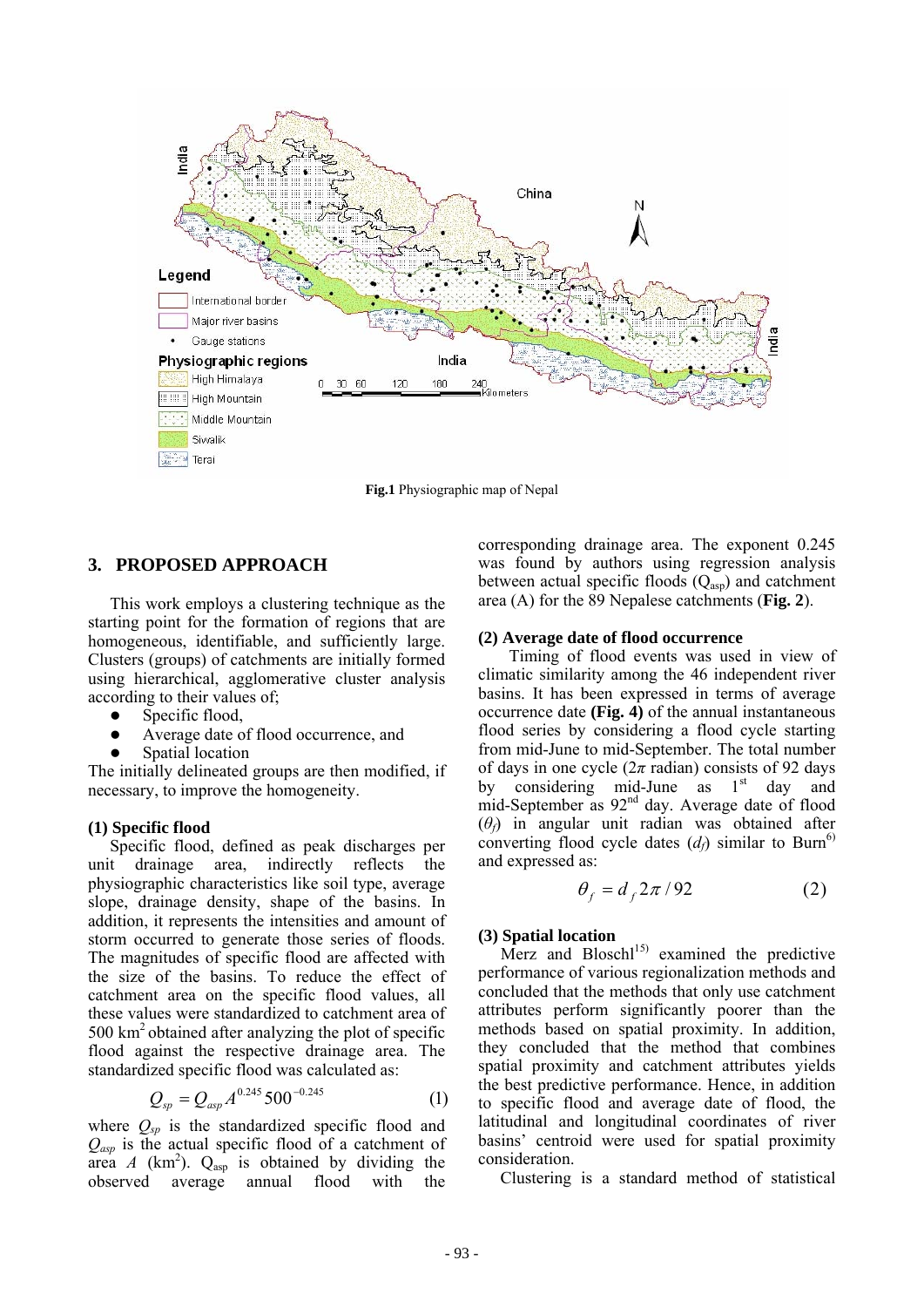Fig.1 Physiographic map of Nepal

## 3. PROPOSED APPROACH

This work employs a clustering technique as the starting point for the formation of regions that are homogeneous, identifiable, and sufficiently large. Clusters (groups) of catchments are initially formed using hierarchical, agglomerative cluster analysis according to their values of;

- Specific flood,
- Average date of flood occurrence, and
- Spatial location

The initially delineated groups are then modified, if necessary, to improve the homogeneity.

### (1) Specific flood

Specific flood, defined as peak discharges per unit drainage area, indirectly reflects the physiographic characteristics like soil type, average slope, drainage density, shape of the basins. In addition, it represents the intensities and amount of storm occurred to generate those series of floods. The magnitudes of specific flood are affected with the size of the basins. To reduce the effect of catchment area on the specific flood values, all these values were standardized to catchment area of 500 km$^2$ obtained after analyzing the plot of specific flood against the respective drainage area. The standardized specific flood was calculated as:

$$Q_{sp} = Q_{asp} A^{0.245} 500^{-0.245} \tag{1}$$

where $Q_{sp}$ is the standardized specific flood and $Q_{asp}$ is the actual specific flood of a catchment of area $A$ (km$^2$). $Q_{asp}$ is obtained by dividing the observed average annual flood with the corresponding drainage area. The exponent 0.245 was found by authors using regression analysis between actual specific floods ($Q_{asp}$) and catchment area (A) for the 89 Nepalese catchments (**Fig. 2**).

### (2) Average date of flood occurrence

Timing of flood events was used in view of climatic similarity among the 46 independent river basins. It has been expressed in terms of average occurrence date **(Fig. 4)** of the annual instantaneous flood series by considering a flood cycle starting from mid-June to mid-September. The total number of days in one cycle ($2\pi$ radian) consists of 92 days by considering mid-June as 1$^{st}$ day and mid-September as 92$^{nd}$ day. Average date of flood ($\theta_f$) in angular unit radian was obtained after converting flood cycle dates ($d_f$) similar to Burn[6] and expressed as:

$$\theta_f = d_f 2\pi / 92 \tag{2}$$

### (3) Spatial location

Merz and Bloschl[15] examined the predictive performance of various regionalization methods and concluded that the methods that only use catchment attributes perform significantly poorer than the methods based on spatial proximity. In addition, they concluded that the method that combines spatial proximity and catchment attributes yields the best predictive performance. Hence, in addition to specific flood and average date of flood, the latitudinal and longitudinal coordinates of river basins' centroid were used for spatial proximity consideration.

Clustering is a standard method of statistical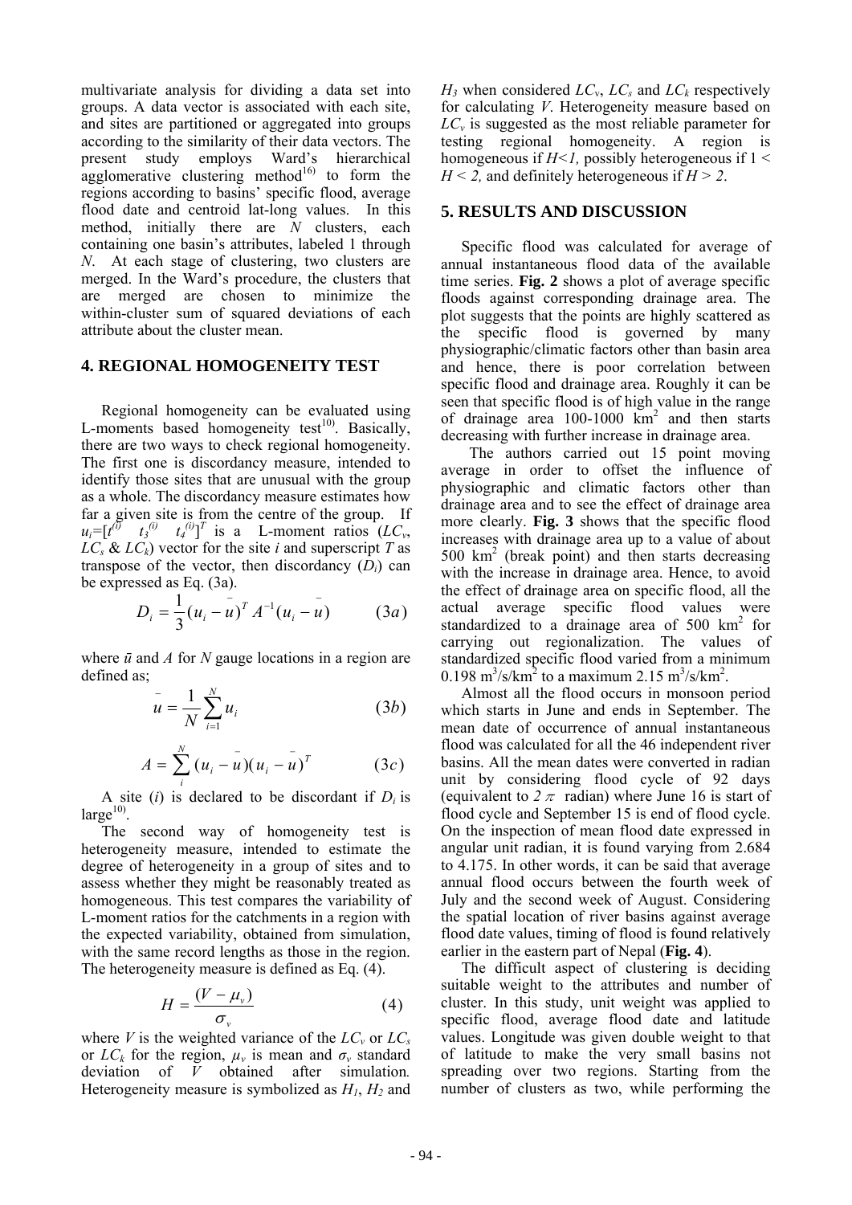multivariate analysis for dividing a data set into groups. A data vector is associated with each site, and sites are partitioned or aggregated into groups according to the similarity of their data vectors. The present study employs Ward's hierarchical agglomerative clustering method[16] to form the regions according to basins' specific flood, average flood date and centroid lat-long values. In this method, initially there are $N$ clusters, each containing one basin's attributes, labeled 1 through $N$. At each stage of clustering, two clusters are merged. In the Ward's procedure, the clusters that are merged are chosen to minimize the within-cluster sum of squared deviations of each attribute about the cluster mean.

## 4. REGIONAL HOMOGENEITY TEST

Regional homogeneity can be evaluated using L-moments based homogeneity test[10]. Basically, there are two ways to check regional homogeneity. The first one is discordancy measure, intended to identify those sites that are unusual with the group as a whole. The discordancy measure estimates how far a given site is from the centre of the group. If $u_i=[t^{(i)} \quad t_3^{(i)} \quad t_4^{(i)}]^T$ is a L-moment ratios ($LC_v$, $LC_s$ & $LC_k$) vector for the site $i$ and superscript $T$ as transpose of the vector, then discordancy ($D_i$) can be expressed as Eq. (3a).

$$D_i = \frac{1}{3}(u_i - \bar{u})^T A^{-1}(u_i - \bar{u}) \qquad (3a)$$

where $\bar{u}$ and $A$ for $N$ gauge locations in a region are defined as;

$$\bar{u} = \frac{1}{N}\sum_{i=1}^{N} u_i \qquad (3b)$$

$$A = \sum_{i}^{N} (u_i - \bar{u})(u_i - \bar{u})^T \qquad (3c)$$

A site ($i$) is declared to be discordant if $D_i$ is large[10].

The second way of homogeneity test is heterogeneity measure, intended to estimate the degree of heterogeneity in a group of sites and to assess whether they might be reasonably treated as homogeneous. This test compares the variability of L-moment ratios for the catchments in a region with the expected variability, obtained from simulation, with the same record lengths as those in the region. The heterogeneity measure is defined as Eq. (4).

$$H = \frac{(V - \mu_v)}{\sigma_v} \qquad (4)$$

where $V$ is the weighted variance of the $LC_v$ or $LC_s$ or $LC_k$ for the region, $\mu_v$ is mean and $\sigma_v$ standard deviation of $V$ obtained after simulation. Heterogeneity measure is symbolized as $H_1$, $H_2$ and $H_3$ when considered $LC_v$, $LC_s$ and $LC_k$ respectively for calculating $V$. Heterogeneity measure based on $LC_v$ is suggested as the most reliable parameter for testing regional homogeneity. A region is homogeneous if $H<1$, possibly heterogeneous if $1 < H < 2$, and definitely heterogeneous if $H > 2$.

## 5. RESULTS AND DISCUSSION

Specific flood was calculated for average of annual instantaneous flood data of the available time series. **Fig. 2** shows a plot of average specific floods against corresponding drainage area. The plot suggests that the points are highly scattered as the specific flood is governed by many physiographic/climatic factors other than basin area and hence, there is poor correlation between specific flood and drainage area. Roughly it can be seen that specific flood is of high value in the range of drainage area 100-1000 km$^2$ and then starts decreasing with further increase in drainage area.

The authors carried out 15 point moving average in order to offset the influence of physiographic and climatic factors other than drainage area and to see the effect of drainage area more clearly. **Fig. 3** shows that the specific flood increases with drainage area up to a value of about 500 km$^2$ (break point) and then starts decreasing with the increase in drainage area. Hence, to avoid the effect of drainage area on specific flood, all the actual average specific flood values were standardized to a drainage area of 500 km$^2$ for carrying out regionalization. The values of standardized specific flood varied from a minimum 0.198 m$^3$/s/km$^2$ to a maximum 2.15 m$^3$/s/km$^2$.

Almost all the flood occurs in monsoon period which starts in June and ends in September. The mean date of occurrence of annual instantaneous flood was calculated for all the 46 independent river basins. All the mean dates were converted in radian unit by considering flood cycle of 92 days (equivalent to $2\pi$ radian) where June 16 is start of flood cycle and September 15 is end of flood cycle. On the inspection of mean flood date expressed in angular unit radian, it is found varying from 2.684 to 4.175. In other words, it can be said that average annual flood occurs between the fourth week of July and the second week of August. Considering the spatial location of river basins against average flood date values, timing of flood is found relatively earlier in the eastern part of Nepal (**Fig. 4**).

The difficult aspect of clustering is deciding suitable weight to the attributes and number of cluster. In this study, unit weight was applied to specific flood, average flood date and latitude values. Longitude was given double weight to that of latitude to make the very small basins not spreading over two regions. Starting from the number of clusters as two, while performing the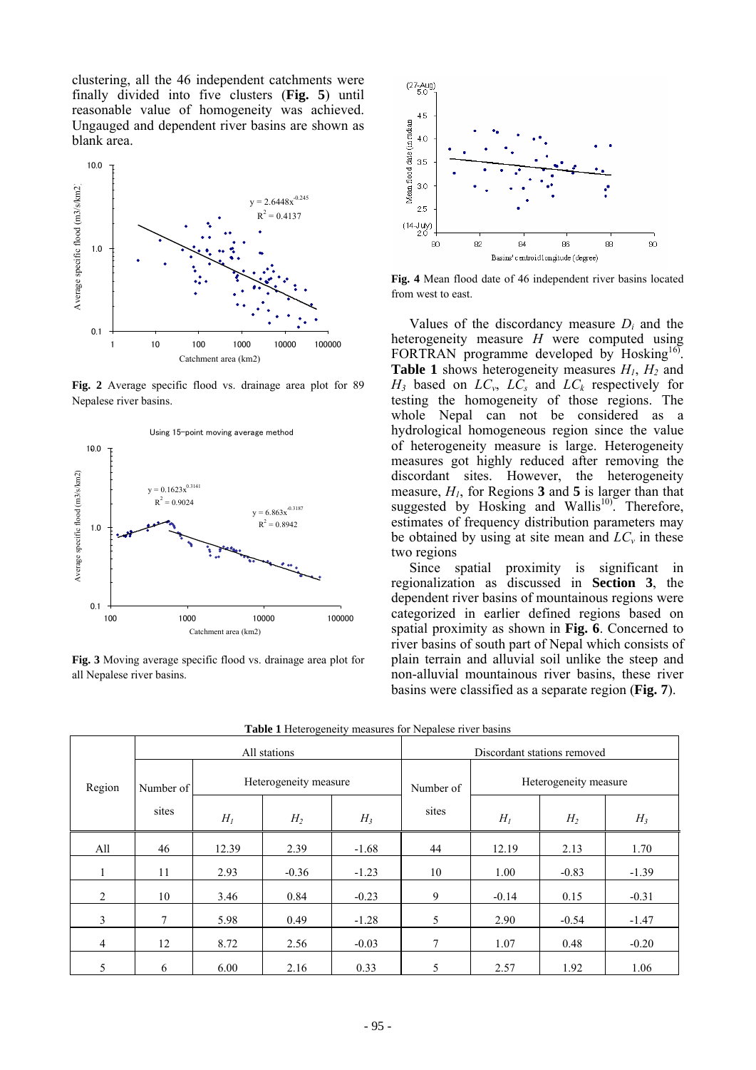clustering, all the 46 independent catchments were finally divided into five clusters (**Fig. 5**) until reasonable value of homogeneity was achieved. Ungauged and dependent river basins are shown as blank area.

**Fig. 2** Average specific flood vs. drainage area plot for 89 Nepalese river basins.

**Fig. 3** Moving average specific flood vs. drainage area plot for all Nepalese river basins.

**Fig. 4** Mean flood date of 46 independent river basins located from west to east.

Values of the discordancy measure $D_i$ and the heterogeneity measure $H$ were computed using FORTRAN programme developed by Hosking[16]. **Table 1** shows heterogeneity measures $H_1$, $H_2$ and $H_3$ based on $LC_v$, $LC_s$ and $LC_k$ respectively for testing the homogeneity of those regions. The whole Nepal can not be considered as a hydrological homogeneous region since the value of heterogeneity measure is large. Heterogeneity measures got highly reduced after removing the discordant sites. However, the heterogeneity measure, $H_1$, for Regions **3** and **5** is larger than that suggested by Hosking and Wallis[10]. Therefore, estimates of frequency distribution parameters may be obtained by using at site mean and $LC_v$ in these two regions

Since spatial proximity is significant in regionalization as discussed in **Section 3**, the dependent river basins of mountainous regions were categorized in earlier defined regions based on spatial proximity as shown in **Fig. 6**. Concerned to river basins of south part of Nepal which consists of plain terrain and alluvial soil unlike the steep and non-alluvial mountainous river basins, these river basins were classified as a separate region (**Fig. 7**).

**Table 1** Heterogeneity measures for Nepalese river basins

| Region | All stations | | | | Discordant stations removed | | | |
|---|---|---|---|---|---|---|---|---|
| | Number of sites | Heterogeneity measure | | | Number of sites | Heterogeneity measure | | |
| | | $H_1$ | $H_2$ | $H_3$ | | $H_1$ | $H_2$ | $H_3$ |
| All | 46 | 12.39 | 2.39 | -1.68 | 44 | 12.19 | 2.13 | 1.70 |
| 1 | 11 | 2.93 | -0.36 | -1.23 | 10 | 1.00 | -0.83 | -1.39 |
| 2 | 10 | 3.46 | 0.84 | -0.23 | 9 | -0.14 | 0.15 | -0.31 |
| 3 | 7 | 5.98 | 0.49 | -1.28 | 5 | 2.90 | -0.54 | -1.47 |
| 4 | 12 | 8.72 | 2.56 | -0.03 | 7 | 1.07 | 0.48 | -0.20 |
| 5 | 6 | 6.00 | 2.16 | 0.33 | 5 | 2.57 | 1.92 | 1.06 |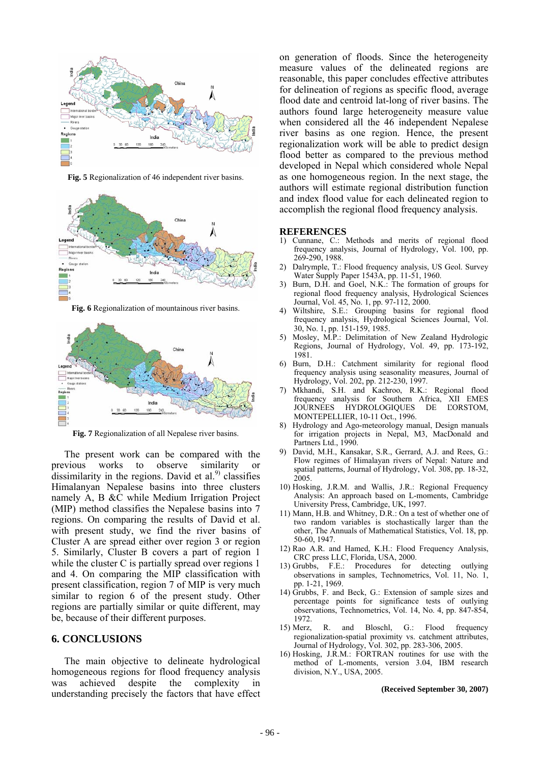Fig. 5 Regionalization of 46 independent river basins.

Fig. 6 Regionalization of mountainous river basins.

Fig. 7 Regionalization of all Nepalese river basins.

The present work can be compared with the previous works to observe similarity or dissimilarity in the regions. David et al.[9] classifies Himalanyan Nepalese basins into three clusters namely A, B &C while Medium Irrigation Project (MIP) method classifies the Nepalese basins into 7 regions. On comparing the results of David et al. with present study, we find the river basins of Cluster A are spread either over region 3 or region 5. Similarly, Cluster B covers a part of region 1 while the cluster C is partially spread over regions 1 and 4. On comparing the MIP classification with present classification, region 7 of MIP is very much similar to region 6 of the present study. Other regions are partially similar or quite different, may be, because of their different purposes.

## 6. CONCLUSIONS

The main objective to delineate hydrological homogeneous regions for flood frequency analysis was achieved despite the complexity in understanding precisely the factors that have effect on generation of floods. Since the heterogeneity measure values of the delineated regions are reasonable, this paper concludes effective attributes for delineation of regions as specific flood, average flood date and centroid lat-long of river basins. The authors found large heterogeneity measure value when considered all the 46 independent Nepalese river basins as one region. Hence, the present regionalization work will be able to predict design flood better as compared to the previous method developed in Nepal which considered whole Nepal as one homogeneous region. In the next stage, the authors will estimate regional distribution function and index flood value for each delineated region to accomplish the regional flood frequency analysis.

## REFERENCES

1) Cunnane, C.: Methods and merits of regional flood frequency analysis, Journal of Hydrology, Vol. 100, pp. 269-290, 1988.
2) Dalrymple, T.: Flood frequency analysis, US Geol. Survey Water Supply Paper 1543A, pp. 11-51, 1960.
3) Burn, D.H. and Goel, N.K.: The formation of groups for regional flood frequency analysis, Hydrological Sciences Journal, Vol. 45, No. 1, pp. 97-112, 2000.
4) Wiltshire, S.E.: Grouping basins for regional flood frequency analysis, Hydrological Sciences Journal, Vol. 30, No. 1, pp. 151-159, 1985.
5) Mosley, M.P.: Delimitation of New Zealand Hydrologic Regions, Journal of Hydrology, Vol. 49, pp. 173-192, 1981.
6) Burn, D.H.: Catchment similarity for regional flood frequency analysis using seasonality measures, Journal of Hydrology, Vol. 202, pp. 212-230, 1997.
7) Mkhandi, S.H. and Kachroo, R.K.: Regional flood frequency analysis for Southern Africa, XII EMES JOURNEES HYDROLOGIQUES DE L'ORSTOM, MONTEPELLIER, 10-11 Oct., 1996.
8) Hydrology and Ago-meteorology manual, Design manuals for irrigation projects in Nepal, M3, MacDonald and Partners Ltd., 1990.
9) David, M.H., Kansakar, S.R., Gerrard, A.J. and Rees, G.: Flow regimes of Himalayan rivers of Nepal: Nature and spatial patterns, Journal of Hydrology, Vol. 308, pp. 18-32, 2005.
10) Hosking, J.R.M. and Wallis, J.R.: Regional Frequency Analysis: An approach based on L-moments, Cambridge University Press, Cambridge, UK, 1997.
11) Mann, H.B. and Whitney, D.R.: On a test of whether one of two random variables is stochastically larger than the other, The Annuals of Mathematical Statistics, Vol. 18, pp. 50-60, 1947.
12) Rao A.R. and Hamed, K.H.: Flood Frequency Analysis, CRC press LLC, Florida, USA, 2000.
13) Grubbs, F.E.: Procedures for detecting outlying observations in samples, Technometrics, Vol. 11, No. 1, pp. 1-21, 1969.
14) Grubbs, F. and Beck, G.: Extension of sample sizes and percentage points for significance tests of outlying observations, Technometrics, Vol. 14, No. 4, pp. 847-854, 1972.
15) Merz, R. and Bloschl, G.: Flood frequency regionalization-spatial proximity vs. catchment attributes, Journal of Hydrology, Vol. 302, pp. 283-306, 2005.
16) Hosking, J.R.M.: FORTRAN routines for use with the method of L-moments, version 3.04, IBM research division, N.Y., USA, 2005.

**(Received September 30, 2007)**